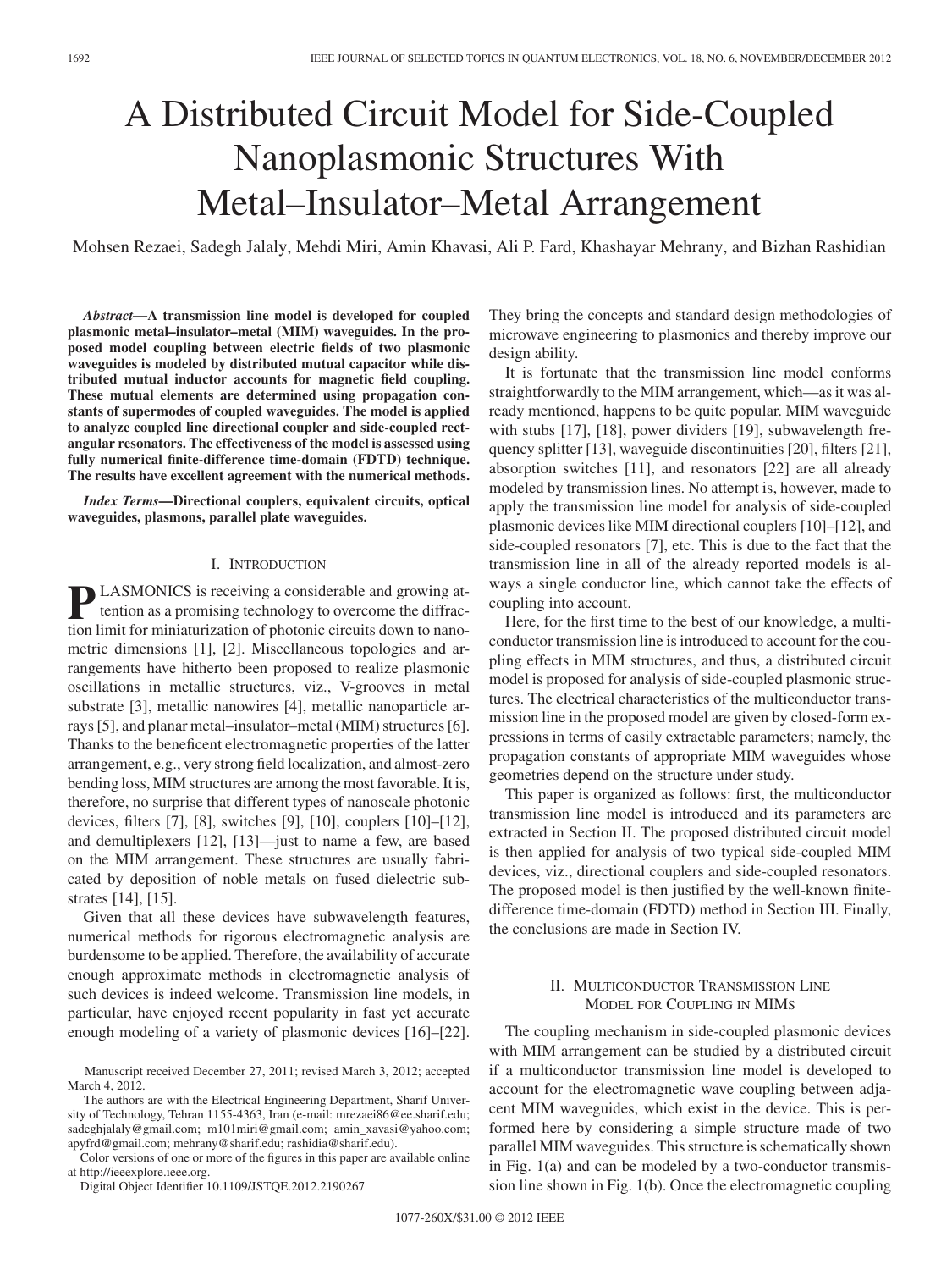# A Distributed Circuit Model for Side-Coupled Nanoplasmonic Structures With Metal–Insulator–Metal Arrangement

Mohsen Rezaei, Sadegh Jalaly, Mehdi Miri, Amin Khavasi, Ali P. Fard, Khashayar Mehrany, and Bizhan Rashidian

***Abstract*—A transmission line model is developed for coupled plasmonic metal–insulator–metal (MIM) waveguides. In the proposed model coupling between electric fields of two plasmonic waveguides is modeled by distributed mutual capacitor while distributed mutual inductor accounts for magnetic field coupling. These mutual elements are determined using propagation constants of supermodes of coupled waveguides. The model is applied to analyze coupled line directional coupler and side-coupled rectangular resonators. The effectiveness of the model is assessed using fully numerical finite-difference time-domain (FDTD) technique. The results have excellent agreement with the numerical methods.**

***Index Terms*—Directional couplers, equivalent circuits, optical waveguides, plasmons, parallel plate waveguides.**

## I. Introduction

PLASMONICS is receiving a considerable and growing attention as a promising technology to overcome the diffraction limit for miniaturization of photonic circuits down to nanometric dimensions [1], [2]. Miscellaneous topologies and arrangements have hitherto been proposed to realize plasmonic oscillations in metallic structures, viz., V-grooves in metal substrate [3], metallic nanowires [4], metallic nanoparticle arrays [5], and planar metal–insulator–metal (MIM) structures [6]. Thanks to the beneficent electromagnetic properties of the latter arrangement, e.g., very strong field localization, and almost-zero bending loss, MIM structures are among the most favorable. It is, therefore, no surprise that different types of nanoscale photonic devices, filters [7], [8], switches [9], [10], couplers [10]–[12], and demultiplexers [12], [13]—just to name a few, are based on the MIM arrangement. These structures are usually fabricated by deposition of noble metals on fused dielectric substrates [14], [15].

Given that all these devices have subwavelength features, numerical methods for rigorous electromagnetic analysis are burdensome to be applied. Therefore, the availability of accurate enough approximate methods in electromagnetic analysis of such devices is indeed welcome. Transmission line models, in particular, have enjoyed recent popularity in fast yet accurate enough modeling of a variety of plasmonic devices [16]–[22]. They bring the concepts and standard design methodologies of microwave engineering to plasmonics and thereby improve our design ability.

It is fortunate that the transmission line model conforms straightforwardly to the MIM arrangement, which—as it was already mentioned, happens to be quite popular. MIM waveguide with stubs [17], [18], power dividers [19], subwavelength frequency splitter [13], waveguide discontinuities [20], filters [21], absorption switches [11], and resonators [22] are all already modeled by transmission lines. No attempt is, however, made to apply the transmission line model for analysis of side-coupled plasmonic devices like MIM directional couplers [10]–[12], and side-coupled resonators [7], etc. This is due to the fact that the transmission line in all of the already reported models is always a single conductor line, which cannot take the effects of coupling into account.

Here, for the first time to the best of our knowledge, a multiconductor transmission line is introduced to account for the coupling effects in MIM structures, and thus, a distributed circuit model is proposed for analysis of side-coupled plasmonic structures. The electrical characteristics of the multiconductor transmission line in the proposed model are given by closed-form expressions in terms of easily extractable parameters; namely, the propagation constants of appropriate MIM waveguides whose geometries depend on the structure under study.

This paper is organized as follows: first, the multiconductor transmission line model is introduced and its parameters are extracted in Section II. The proposed distributed circuit model is then applied for analysis of two typical side-coupled MIM devices, viz., directional couplers and side-coupled resonators. The proposed model is then justified by the well-known finite-difference time-domain (FDTD) method in Section III. Finally, the conclusions are made in Section IV.

## II. Multiconductor Transmission Line Model for Coupling in MIMs

The coupling mechanism in side-coupled plasmonic devices with MIM arrangement can be studied by a distributed circuit if a multiconductor transmission line model is developed to account for the electromagnetic wave coupling between adjacent MIM waveguides, which exist in the device. This is performed here by considering a simple structure made of two parallel MIM waveguides. This structure is schematically shown in Fig. 1(a) and can be modeled by a two-conductor transmission line shown in Fig. 1(b). Once the electromagnetic coupling

Manuscript received December 27, 2011; revised March 3, 2012; accepted March 4, 2012.

The authors are with the Electrical Engineering Department, Sharif University of Technology, Tehran 1155-4363, Iran (e-mail: mrezaei86@ee.sharif.edu; sadeghjalaly@gmail.com; m101miri@gmail.com; amin_xavasi@yahoo.com; apyfrd@gmail.com; mehrany@sharif.edu; rashidia@sharif.edu).

Color versions of one or more of the figures in this paper are available online at http://ieeexplore.ieee.org.

Digital Object Identifier 10.1109/JSTQE.2012.2190267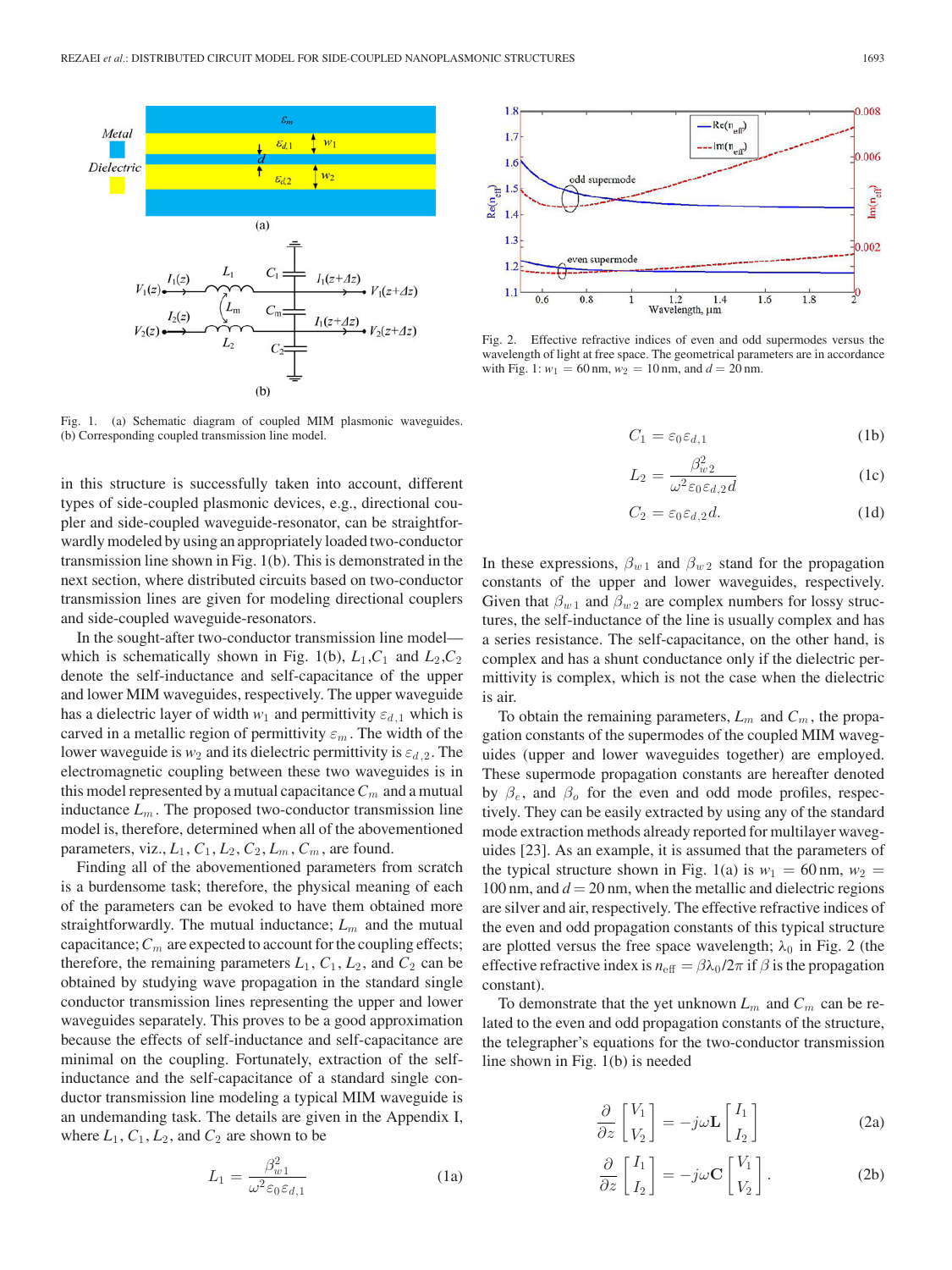Fig. 1. (a) Schematic diagram of coupled MIM plasmonic waveguides. (b) Corresponding coupled transmission line model.

Fig. 2. Effective refractive indices of even and odd supermodes versus the wavelength of light at free space. The geometrical parameters are in accordance with Fig. 1: $w_1 = 60$ nm, $w_2 = 10$ nm, and $d = 20$ nm.

in this structure is successfully taken into account, different types of side-coupled plasmonic devices, e.g., directional coupler and side-coupled waveguide-resonator, can be straightforwardly modeled by using an appropriately loaded two-conductor transmission line shown in Fig. 1(b). This is demonstrated in the next section, where distributed circuits based on two-conductor transmission lines are given for modeling directional couplers and side-coupled waveguide-resonators.

In the sought-after two-conductor transmission line model—which is schematically shown in Fig. 1(b), $L_1$,$C_1$ and $L_2$,$C_2$ denote the self-inductance and self-capacitance of the upper and lower MIM waveguides, respectively. The upper waveguide has a dielectric layer of width $w_1$ and permittivity $\varepsilon_{d,1}$ which is carved in a metallic region of permittivity $\varepsilon_m$. The width of the lower waveguide is $w_2$ and its dielectric permittivity is $\varepsilon_{d,2}$. The electromagnetic coupling between these two waveguides is in this model represented by a mutual capacitance $C_m$ and a mutual inductance $L_m$. The proposed two-conductor transmission line model is, therefore, determined when all of the abovementioned parameters, viz., $L_1$, $C_1$, $L_2$, $C_2$, $L_m$, $C_m$, are found.

Finding all of the abovementioned parameters from scratch is a burdensome task; therefore, the physical meaning of each of the parameters can be evoked to have them obtained more straightforwardly. The mutual inductance; $L_m$ and the mutual capacitance; $C_m$ are expected to account for the coupling effects; therefore, the remaining parameters $L_1$, $C_1$, $L_2$, and $C_2$ can be obtained by studying wave propagation in the standard single conductor transmission lines representing the upper and lower waveguides separately. This proves to be a good approximation because the effects of self-inductance and self-capacitance are minimal on the coupling. Fortunately, extraction of the self-inductance and the self-capacitance of a standard single conductor transmission line modeling a typical MIM waveguide is an undemanding task. The details are given in the Appendix I, where $L_1$, $C_1$, $L_2$, and $C_2$ are shown to be

$$L_1 = \frac{\beta_{w1}^2}{\omega^2 \varepsilon_0 \varepsilon_{d,1}} \tag{1a}$$

$$C_1 = \varepsilon_0 \varepsilon_{d,1} \tag{1b}$$

$$L_2 = \frac{\beta_{w2}^2}{\omega^2 \varepsilon_0 \varepsilon_{d,2} d} \tag{1c}$$

$$C_2 = \varepsilon_0 \varepsilon_{d,2} d. \tag{1d}$$

In these expressions, $\beta_{w1}$ and $\beta_{w2}$ stand for the propagation constants of the upper and lower waveguides, respectively. Given that $\beta_{w1}$ and $\beta_{w2}$ are complex numbers for lossy structures, the self-inductance of the line is usually complex and has a series resistance. The self-capacitance, on the other hand, is complex and has a shunt conductance only if the dielectric permittivity is complex, which is not the case when the dielectric is air.

To obtain the remaining parameters, $L_m$ and $C_m$, the propagation constants of the supermodes of the coupled MIM waveguides (upper and lower waveguides together) are employed. These supermode propagation constants are hereafter denoted by $\beta_e$, and $\beta_o$ for the even and odd mode profiles, respectively. They can be easily extracted by using any of the standard mode extraction methods already reported for multilayer waveguides [23]. As an example, it is assumed that the parameters of the typical structure shown in Fig. 1(a) is $w_1 = 60$ nm, $w_2 = 100$ nm, and $d = 20$ nm, when the metallic and dielectric regions are silver and air, respectively. The effective refractive indices of the even and odd propagation constants of this typical structure are plotted versus the free space wavelength; $\lambda_0$ in Fig. 2 (the effective refractive index is $n_{\text{eff}} = \beta\lambda_0/2\pi$ if $\beta$ is the propagation constant).

To demonstrate that the yet unknown $L_m$ and $C_m$ can be related to the even and odd propagation constants of the structure, the telegrapher's equations for the two-conductor transmission line shown in Fig. 1(b) is needed

$$\frac{\partial}{\partial z}\begin{bmatrix} V_1 \\ V_2 \end{bmatrix} = -j\omega \mathbf{L} \begin{bmatrix} I_1 \\ I_2 \end{bmatrix} \tag{2a}$$

$$\frac{\partial}{\partial z}\begin{bmatrix} I_1 \\ I_2 \end{bmatrix} = -j\omega \mathbf{C} \begin{bmatrix} V_1 \\ V_2 \end{bmatrix}. \tag{2b}$$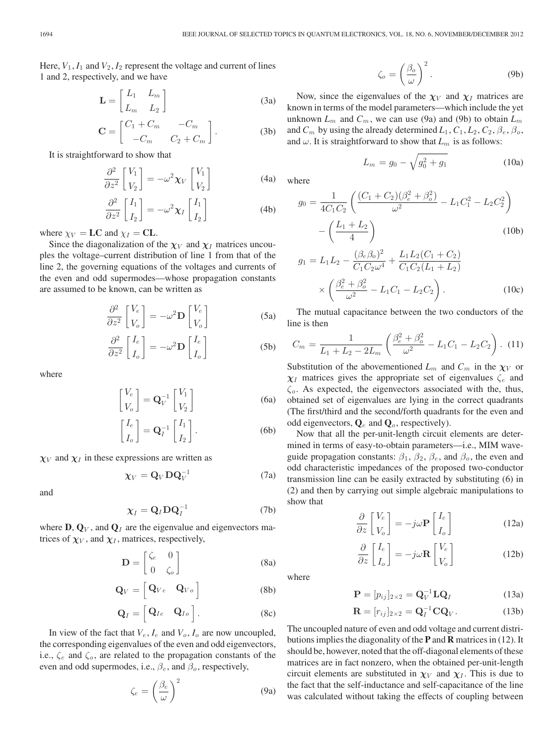Here, $V_1, I_1$ and $V_2, I_2$ represent the voltage and current of lines 1 and 2, respectively, and we have

$$\mathbf{L} = \begin{bmatrix} L_1 & L_m \\ L_m & L_2 \end{bmatrix} \tag{3a}$$

$$\mathbf{C} = \begin{bmatrix} C_1 + C_m & -C_m \\ -C_m & C_2 + C_m \end{bmatrix}. \tag{3b}$$

It is straightforward to show that

$$\frac{\partial^2}{\partial z^2}\begin{bmatrix} V_1 \\ V_2 \end{bmatrix} = -\omega^2 \boldsymbol{\chi}_V \begin{bmatrix} V_1 \\ V_2 \end{bmatrix} \tag{4a}$$

$$\frac{\partial^2}{\partial z^2}\begin{bmatrix} I_1 \\ I_2 \end{bmatrix} = -\omega^2 \boldsymbol{\chi}_I \begin{bmatrix} I_1 \\ I_2 \end{bmatrix} \tag{4b}$$

where $\chi_V = \mathbf{LC}$ and $\chi_I = \mathbf{CL}$.

Since the diagonalization of the $\boldsymbol{\chi}_V$ and $\boldsymbol{\chi}_I$ matrices uncouples the voltage–current distribution of line 1 from that of the line 2, the governing equations of the voltages and currents of the even and odd supermodes—whose propagation constants are assumed to be known, can be written as

$$\frac{\partial^2}{\partial z^2}\begin{bmatrix} V_e \\ V_o \end{bmatrix} = -\omega^2 \mathbf{D} \begin{bmatrix} V_e \\ V_o \end{bmatrix} \tag{5a}$$

$$\frac{\partial^2}{\partial z^2}\begin{bmatrix} I_e \\ I_o \end{bmatrix} = -\omega^2 \mathbf{D} \begin{bmatrix} I_e \\ I_o \end{bmatrix} \tag{5b}$$

where

$$\begin{bmatrix} V_e \\ V_o \end{bmatrix} = \mathbf{Q}_V^{-1} \begin{bmatrix} V_1 \\ V_2 \end{bmatrix} \tag{6a}$$

$$\begin{bmatrix} I_e \\ I_o \end{bmatrix} = \mathbf{Q}_I^{-1} \begin{bmatrix} I_1 \\ I_2 \end{bmatrix}. \tag{6b}$$

$\boldsymbol{\chi}_V$ and $\boldsymbol{\chi}_I$ in these expressions are written as

$$\boldsymbol{\chi}_V = \mathbf{Q}_V \mathbf{D} \mathbf{Q}_V^{-1} \tag{7a}$$

and

$$\boldsymbol{\chi}_I = \mathbf{Q}_I \mathbf{D} \mathbf{Q}_I^{-1} \tag{7b}$$

where $\mathbf{D}$, $\mathbf{Q}_V$, and $\mathbf{Q}_I$ are the eigenvalue and eigenvectors matrices of $\boldsymbol{\chi}_V$, and $\boldsymbol{\chi}_I$, matrices, respectively,

$$\mathbf{D} = \begin{bmatrix} \zeta_e & 0 \\ 0 & \zeta_o \end{bmatrix} \tag{8a}$$

$$\mathbf{Q}_V = \begin{bmatrix} \mathbf{Q}_{Ve} & \mathbf{Q}_{Vo} \end{bmatrix} \tag{8b}$$

$$\mathbf{Q}_I = \begin{bmatrix} \mathbf{Q}_{Ie} & \mathbf{Q}_{Io} \end{bmatrix}. \tag{8c}$$

In view of the fact that $V_e, I_e$ and $V_o, I_o$ are now uncoupled, the corresponding eigenvalues of the even and odd eigenvectors, i.e., $\zeta_e$ and $\zeta_o$, are related to the propagation constants of the even and odd supermodes, i.e., $\beta_e$, and $\beta_o$, respectively,

$$\zeta_e = \left(\frac{\beta_e}{\omega}\right)^2 \tag{9a}$$

$$\zeta_o = \left(\frac{\beta_o}{\omega}\right)^2. \tag{9b}$$

Now, since the eigenvalues of the $\boldsymbol{\chi}_V$ and $\boldsymbol{\chi}_I$ matrices are known in terms of the model parameters—which include the yet unknown $L_m$ and $C_m$, we can use (9a) and (9b) to obtain $L_m$ and $C_m$ by using the already determined $L_1, C_1, L_2, C_2, \beta_e, \beta_o$, and $\omega$. It is straightforward to show that $L_m$ is as follows:

$$L_m = g_0 - \sqrt{g_0^2 + g_1} \tag{10a}$$

where

$$g_0 = \frac{1}{4C_1C_2}\left(\frac{(C_1+C_2)(\beta_e^2+\beta_o^2)}{\omega^2} - L_1C_1^2 - L_2C_2^2\right) - \left(\frac{L_1+L_2}{4}\right) \tag{10b}$$

$$g_1 = L_1L_2 - \frac{(\beta_e\beta_o)^2}{C_1C_2\omega^4} + \frac{L_1L_2(C_1+C_2)}{C_1C_2(L_1+L_2)} \times \left(\frac{\beta_e^2+\beta_o^2}{\omega^2} - L_1C_1 - L_2C_2\right). \tag{10c}$$

The mutual capacitance between the two conductors of the line is then

$$C_m = \frac{1}{L_1+L_2-2L_m}\left(\frac{\beta_e^2+\beta_o^2}{\omega^2} - L_1C_1 - L_2C_2\right). \tag{11}$$

Substitution of the abovementioned $L_m$ and $C_m$ in the $\boldsymbol{\chi}_V$ or $\boldsymbol{\chi}_I$ matrices gives the appropriate set of eigenvalues $\zeta_e$ and $\zeta_o$. As expected, the eigenvectors associated with the, thus, obtained set of eigenvalues are lying in the correct quadrants (The first/third and the second/forth quadrants for the even and odd eigenvectors, $\mathbf{Q}_e$ and $\mathbf{Q}_o$, respectively).

Now that all the per-unit-length circuit elements are determined in terms of easy-to-obtain parameters—i.e., MIM waveguide propagation constants: $\beta_1$, $\beta_2$, $\beta_e$, and $\beta_o$, the even and odd characteristic impedances of the proposed two-conductor transmission line can be easily extracted by substituting (6) in (2) and then by carrying out simple algebraic manipulations to show that

$$\frac{\partial}{\partial z}\begin{bmatrix} V_e \\ V_o \end{bmatrix} = -j\omega \mathbf{P} \begin{bmatrix} I_e \\ I_o \end{bmatrix} \tag{12a}$$

$$\frac{\partial}{\partial z}\begin{bmatrix} I_e \\ I_o \end{bmatrix} = -j\omega \mathbf{R} \begin{bmatrix} V_e \\ V_o \end{bmatrix} \tag{12b}$$

where

$$\mathbf{P} = [p_{ij}]_{2\times 2} = \mathbf{Q}_V^{-1} \mathbf{L} \mathbf{Q}_I \tag{13a}$$

$$\mathbf{R} = [r_{ij}]_{2\times 2} = \mathbf{Q}_I^{-1} \mathbf{C} \mathbf{Q}_V. \tag{13b}$$

The uncoupled nature of even and odd voltage and current distributions implies the diagonality of the $\mathbf{P}$ and $\mathbf{R}$ matrices in (12). It should be, however, noted that the off-diagonal elements of these matrices are in fact nonzero, when the obtained per-unit-length circuit elements are substituted in $\boldsymbol{\chi}_V$ and $\boldsymbol{\chi}_I$. This is due to the fact that the self-inductance and self-capacitance of the line was calculated without taking the effects of coupling between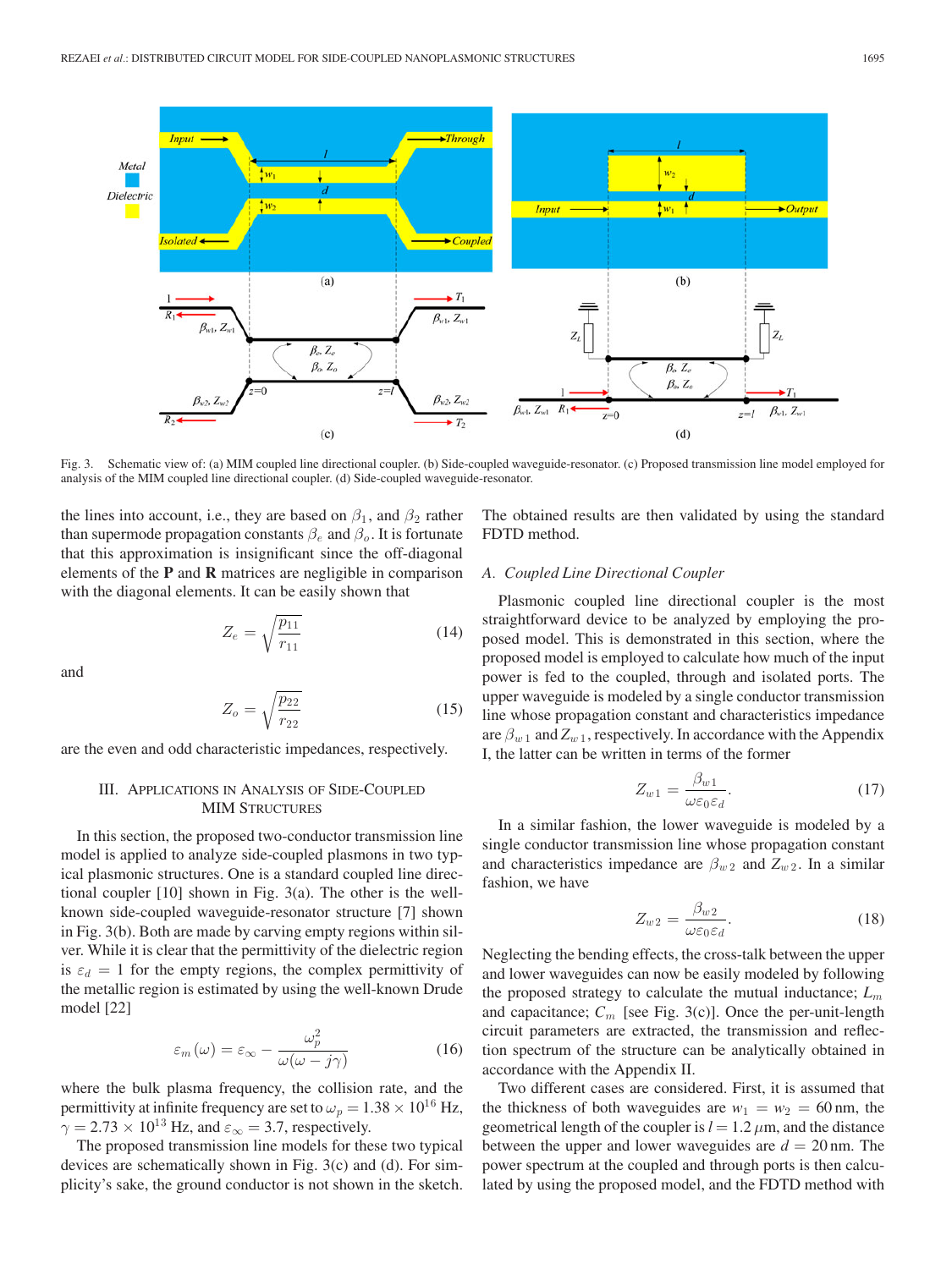Fig. 3. Schematic view of: (a) MIM coupled line directional coupler. (b) Side-coupled waveguide-resonator. (c) Proposed transmission line model employed for analysis of the MIM coupled line directional coupler. (d) Side-coupled waveguide-resonator.

the lines into account, i.e., they are based on $\beta_1$, and $\beta_2$ rather than supermode propagation constants $\beta_e$ and $\beta_o$. It is fortunate that this approximation is insignificant since the off-diagonal elements of the **P** and **R** matrices are negligible in comparison with the diagonal elements. It can be easily shown that

$$Z_e = \sqrt{\frac{p_{11}}{r_{11}}} \tag{14}$$

and

$$Z_o = \sqrt{\frac{p_{22}}{r_{22}}} \tag{15}$$

are the even and odd characteristic impedances, respectively.

## III. Applications in Analysis of Side-Coupled MIM Structures

In this section, the proposed two-conductor transmission line model is applied to analyze side-coupled plasmons in two typical plasmonic structures. One is a standard coupled line directional coupler [10] shown in Fig. 3(a). The other is the well-known side-coupled waveguide-resonator structure [7] shown in Fig. 3(b). Both are made by carving empty regions within silver. While it is clear that the permittivity of the dielectric region is $\varepsilon_d = 1$ for the empty regions, the complex permittivity of the metallic region is estimated by using the well-known Drude model [22]

$$\varepsilon_m(\omega) = \varepsilon_\infty - \frac{\omega_p^2}{\omega(\omega - j\gamma)} \tag{16}$$

where the bulk plasma frequency, the collision rate, and the permittivity at infinite frequency are set to $\omega_p = 1.38 \times 10^{16}$ Hz, $\gamma = 2.73 \times 10^{13}$ Hz, and $\varepsilon_\infty = 3.7$, respectively.

The proposed transmission line models for these two typical devices are schematically shown in Fig. 3(c) and (d). For simplicity's sake, the ground conductor is not shown in the sketch. The obtained results are then validated by using the standard FDTD method.

### A. Coupled Line Directional Coupler

Plasmonic coupled line directional coupler is the most straightforward device to be analyzed by employing the proposed model. This is demonstrated in this section, where the proposed model is employed to calculate how much of the input power is fed to the coupled, through and isolated ports. The upper waveguide is modeled by a single conductor transmission line whose propagation constant and characteristics impedance are $\beta_{w1}$ and $Z_{w1}$, respectively. In accordance with the Appendix I, the latter can be written in terms of the former

$$Z_{w1} = \frac{\beta_{w1}}{\omega\varepsilon_0\varepsilon_d}. \tag{17}$$

In a similar fashion, the lower waveguide is modeled by a single conductor transmission line whose propagation constant and characteristics impedance are $\beta_{w2}$ and $Z_{w2}$. In a similar fashion, we have

$$Z_{w2} = \frac{\beta_{w2}}{\omega\varepsilon_0\varepsilon_d}. \tag{18}$$

Neglecting the bending effects, the cross-talk between the upper and lower waveguides can now be easily modeled by following the proposed strategy to calculate the mutual inductance; $L_m$ and capacitance; $C_m$ [see Fig. 3(c)]. Once the per-unit-length circuit parameters are extracted, the transmission and reflection spectrum of the structure can be analytically obtained in accordance with the Appendix II.

Two different cases are considered. First, it is assumed that the thickness of both waveguides are $w_1 = w_2 = 60$ nm, the geometrical length of the coupler is $l = 1.2\ \mu$m, and the distance between the upper and lower waveguides are $d = 20$ nm. The power spectrum at the coupled and through ports is then calculated by using the proposed model, and the FDTD method with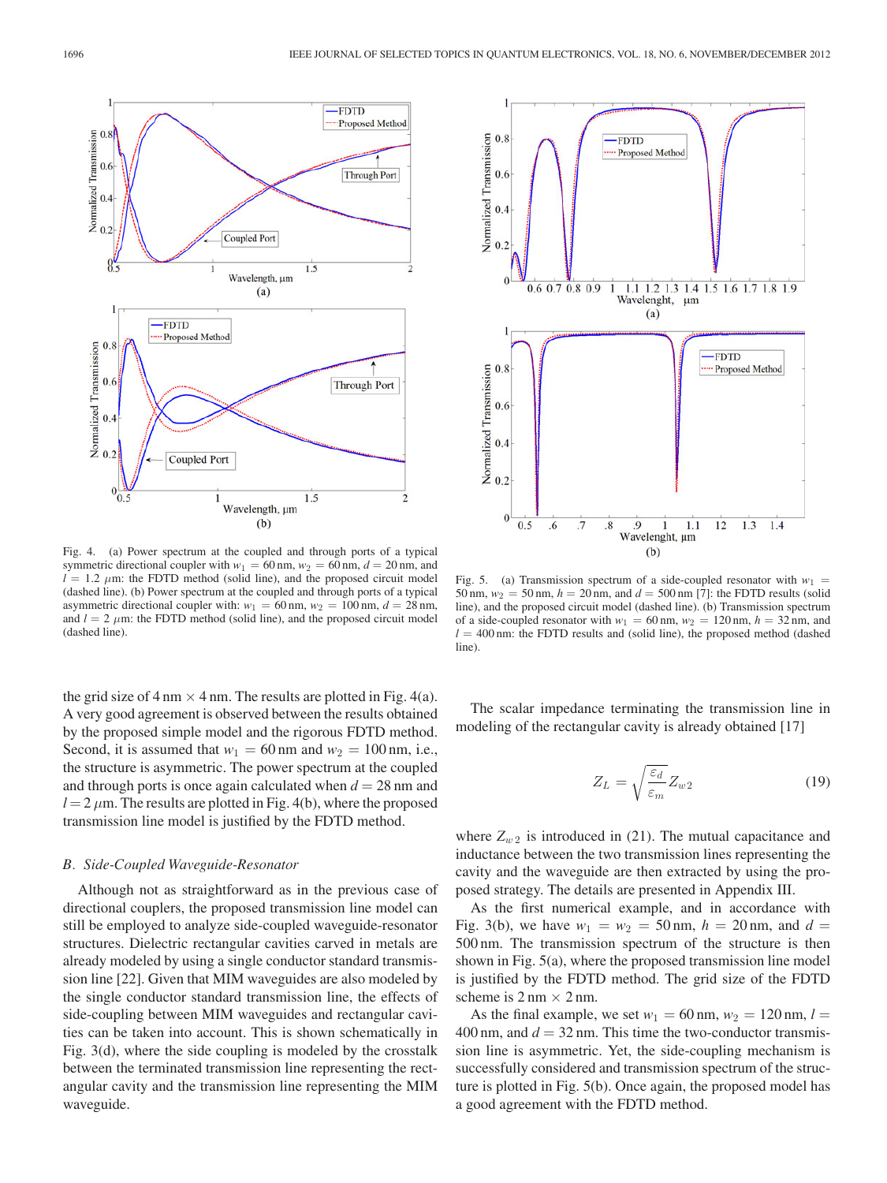Fig. 4. (a) Power spectrum at the coupled and through ports of a typical symmetric directional coupler with $w_1 = 60\,\text{nm}$, $w_2 = 60\,\text{nm}$, $d = 20\,\text{nm}$, and $l = 1.2\,\mu\text{m}$: the FDTD method (solid line), and the proposed circuit model (dashed line). (b) Power spectrum at the coupled and through ports of a typical asymmetric directional coupler with: $w_1 = 60\,\text{nm}$, $w_2 = 100\,\text{nm}$, $d = 28\,\text{nm}$, and $l = 2\,\mu\text{m}$: the FDTD method (solid line), and the proposed circuit model (dashed line).

Fig. 5. (a) Transmission spectrum of a side-coupled resonator with $w_1 = 50\,\text{nm}$, $w_2 = 50\,\text{nm}$, $h = 20\,\text{nm}$, and $d = 500\,\text{nm}$ [7]: the FDTD results (solid line), and the proposed circuit model (dashed line). (b) Transmission spectrum of a side-coupled resonator with $w_1 = 60\,\text{nm}$, $w_2 = 120\,\text{nm}$, $h = 32\,\text{nm}$, and $l = 400\,\text{nm}$: the FDTD results and (solid line), the proposed method (dashed line).

the grid size of $4\,\text{nm} \times 4\,\text{nm}$. The results are plotted in Fig. 4(a). A very good agreement is observed between the results obtained by the proposed simple model and the rigorous FDTD method. Second, it is assumed that $w_1 = 60\,\text{nm}$ and $w_2 = 100\,\text{nm}$, i.e., the structure is asymmetric. The power spectrum at the coupled and through ports is once again calculated when $d = 28\,\text{nm}$ and $l = 2\,\mu\text{m}$. The results are plotted in Fig. 4(b), where the proposed transmission line model is justified by the FDTD method.

### B. Side-Coupled Waveguide-Resonator

Although not as straightforward as in the previous case of directional couplers, the proposed transmission line model can still be employed to analyze side-coupled waveguide-resonator structures. Dielectric rectangular cavities carved in metals are already modeled by using a single conductor standard transmission line [22]. Given that MIM waveguides are also modeled by the single conductor standard transmission line, the effects of side-coupling between MIM waveguides and rectangular cavities can be taken into account. This is shown schematically in Fig. 3(d), where the side coupling is modeled by the crosstalk between the terminated transmission line representing the rectangular cavity and the transmission line representing the MIM waveguide.

The scalar impedance terminating the transmission line in modeling of the rectangular cavity is already obtained [17]

$$Z_L = \sqrt{\frac{\varepsilon_d}{\varepsilon_m}} Z_{w2} \tag{19}$$

where $Z_{w2}$ is introduced in (21). The mutual capacitance and inductance between the two transmission lines representing the cavity and the waveguide are then extracted by using the proposed strategy. The details are presented in Appendix III.

As the first numerical example, and in accordance with Fig. 3(b), we have $w_1 = w_2 = 50\,\text{nm}$, $h = 20\,\text{nm}$, and $d = 500\,\text{nm}$. The transmission spectrum of the structure is then shown in Fig. 5(a), where the proposed transmission line model is justified by the FDTD method. The grid size of the FDTD scheme is $2\,\text{nm} \times 2\,\text{nm}$.

As the final example, we set $w_1 = 60\,\text{nm}$, $w_2 = 120\,\text{nm}$, $l = 400\,\text{nm}$, and $d = 32\,\text{nm}$. This time the two-conductor transmission line is asymmetric. Yet, the side-coupling mechanism is successfully considered and transmission spectrum of the structure is plotted in Fig. 5(b). Once again, the proposed model has a good agreement with the FDTD method.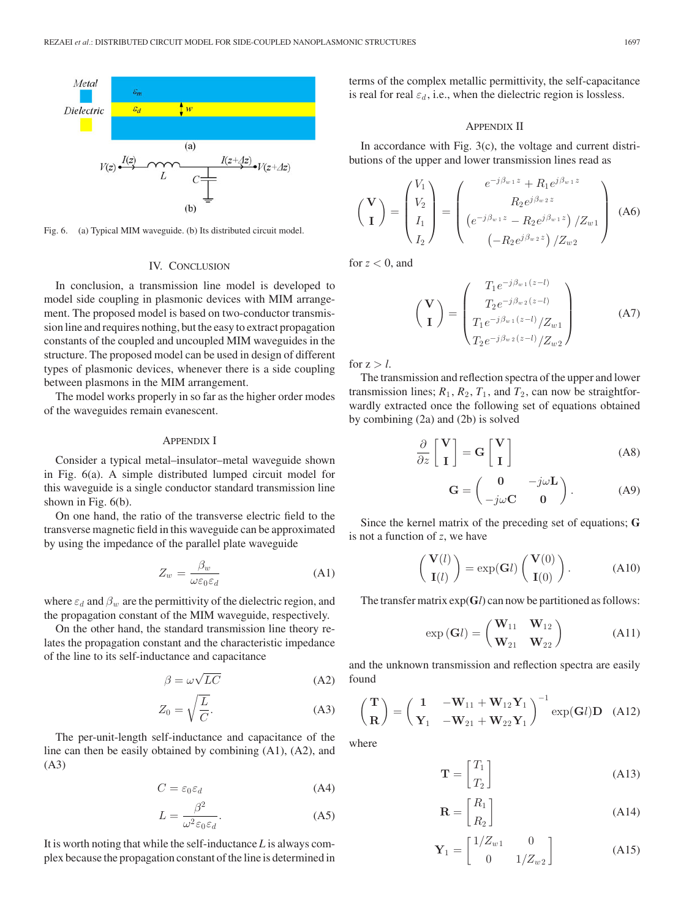Fig. 6. (a) Typical MIM waveguide. (b) Its distributed circuit model.

## IV. Conclusion

In conclusion, a transmission line model is developed to model side coupling in plasmonic devices with MIM arrangement. The proposed model is based on two-conductor transmission line and requires nothing, but the easy to extract propagation constants of the coupled and uncoupled MIM waveguides in the structure. The proposed model can be used in design of different types of plasmonic devices, whenever there is a side coupling between plasmons in the MIM arrangement.

The model works properly in so far as the higher order modes of the waveguides remain evanescent.

## Appendix I

Consider a typical metal–insulator–metal waveguide shown in Fig. 6(a). A simple distributed lumped circuit model for this waveguide is a single conductor standard transmission line shown in Fig. 6(b).

On one hand, the ratio of the transverse electric field to the transverse magnetic field in this waveguide can be approximated by using the impedance of the parallel plate waveguide

$$Z_w = \frac{\beta_w}{\omega \varepsilon_0 \varepsilon_d} \tag{A1}$$

where $\varepsilon_d$ and $\beta_w$ are the permittivity of the dielectric region, and the propagation constant of the MIM waveguide, respectively.

On the other hand, the standard transmission line theory relates the propagation constant and the characteristic impedance of the line to its self-inductance and capacitance

$$\beta = \omega\sqrt{LC} \tag{A2}$$

$$Z_0 = \sqrt{\frac{L}{C}}. \tag{A3}$$

The per-unit-length self-inductance and capacitance of the line can then be easily obtained by combining (A1), (A2), and (A3)

$$C = \varepsilon_0 \varepsilon_d \tag{A4}$$

$$L = \frac{\beta^2}{\omega^2 \varepsilon_0 \varepsilon_d}. \tag{A5}$$

It is worth noting that while the self-inductance $L$ is always complex because the propagation constant of the line is determined in terms of the complex metallic permittivity, the self-capacitance is real for real $\varepsilon_d$, i.e., when the dielectric region is lossless.

## Appendix II

In accordance with Fig. 3(c), the voltage and current distributions of the upper and lower transmission lines read as

$$\begin{pmatrix} \mathbf{V} \\ \mathbf{I} \end{pmatrix} = \begin{pmatrix} V_1 \\ V_2 \\ I_1 \\ I_2 \end{pmatrix} = \begin{pmatrix} e^{-j\beta_{w1}z} + R_1 e^{j\beta_{w1}z} \\ R_2 e^{j\beta_{w2}z} \\ \left(e^{-j\beta_{w1}z} - R_2 e^{j\beta_{w1}z}\right)/Z_{w1} \\ \left(-R_2 e^{j\beta_{w2}z}\right)/Z_{w2} \end{pmatrix} \tag{A6}$$

for $z < 0$, and

$$\begin{pmatrix} \mathbf{V} \\ \mathbf{I} \end{pmatrix} = \begin{pmatrix} T_1 e^{-j\beta_{w1}(z-l)} \\ T_2 e^{-j\beta_{w2}(z-l)} \\ T_1 e^{-j\beta_{w1}(z-l)}/Z_{w1} \\ T_2 e^{-j\beta_{w2}(z-l)}/Z_{w2} \end{pmatrix} \tag{A7}$$

for $z > l$.

The transmission and reflection spectra of the upper and lower transmission lines; $R_1$, $R_2$, $T_1$, and $T_2$, can now be straightforwardly extracted once the following set of equations obtained by combining (2a) and (2b) is solved

$$\frac{\partial}{\partial z}\begin{bmatrix} \mathbf{V} \\ \mathbf{I} \end{bmatrix} = \mathbf{G}\begin{bmatrix} \mathbf{V} \\ \mathbf{I} \end{bmatrix} \tag{A8}$$

$$\mathbf{G} = \begin{pmatrix} \mathbf{0} & -j\omega\mathbf{L} \\ -j\omega\mathbf{C} & \mathbf{0} \end{pmatrix}. \tag{A9}$$

Since the kernel matrix of the preceding set of equations; $\mathbf{G}$ is not a function of $z$, we have

$$\begin{pmatrix} \mathbf{V}(l) \\ \mathbf{I}(l) \end{pmatrix} = \exp(\mathbf{G}l)\begin{pmatrix} \mathbf{V}(0) \\ \mathbf{I}(0) \end{pmatrix}. \tag{A10}$$

The transfer matrix $\exp(\mathbf{G}l)$ can now be partitioned as follows:

$$\exp(\mathbf{G}l) = \begin{pmatrix} \mathbf{W}_{11} & \mathbf{W}_{12} \\ \mathbf{W}_{21} & \mathbf{W}_{22} \end{pmatrix} \tag{A11}$$

and the unknown transmission and reflection spectra are easily found

$$\begin{pmatrix} \mathbf{T} \\ \mathbf{R} \end{pmatrix} = \begin{pmatrix} \mathbf{1} & -\mathbf{W}_{11} + \mathbf{W}_{12}\mathbf{Y}_1 \\ \mathbf{Y}_1 & -\mathbf{W}_{21} + \mathbf{W}_{22}\mathbf{Y}_1 \end{pmatrix}^{-1} \exp(\mathbf{G}l)\mathbf{D} \tag{A12}$$

where

$$\mathbf{T} = \begin{bmatrix} T_1 \\ T_2 \end{bmatrix} \tag{A13}$$

$$\mathbf{R} = \begin{bmatrix} R_1 \\ R_2 \end{bmatrix} \tag{A14}$$

$$\mathbf{Y}_1 = \begin{bmatrix} 1/Z_{w1} & 0 \\ 0 & 1/Z_{w2} \end{bmatrix} \tag{A15}$$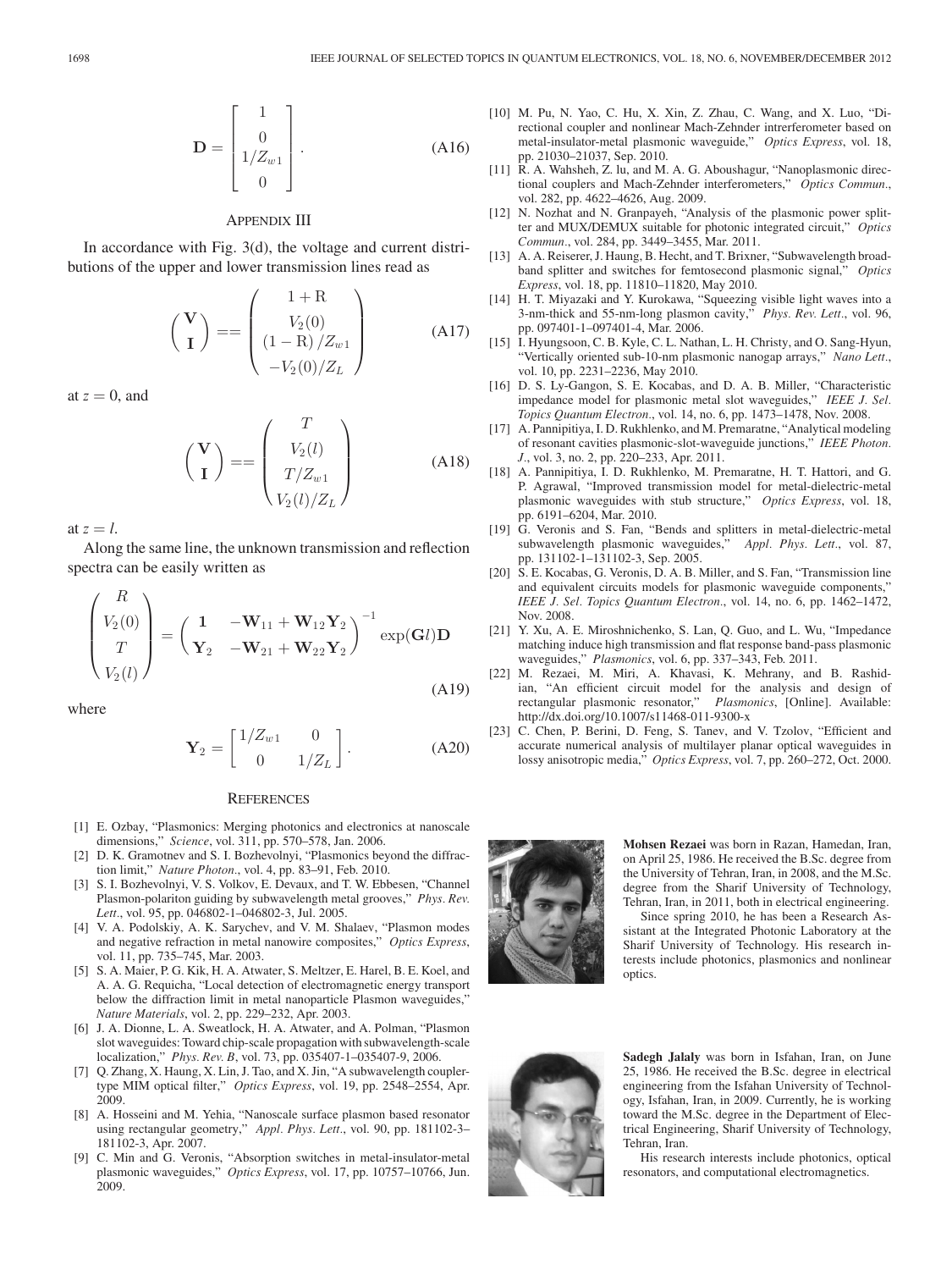$$\mathbf{D} = \begin{bmatrix} 1 \\ 0 \\ 1/Z_{w1} \\ 0 \end{bmatrix}. \tag{A16}$$

## Appendix III

In accordance with Fig. 3(d), the voltage and current distributions of the upper and lower transmission lines read as

$$\begin{pmatrix} \mathbf{V} \\ \mathbf{I} \end{pmatrix} == \begin{pmatrix} 1+\mathrm{R} \\ V_2(0) \\ (1-\mathrm{R})/Z_{w1} \\ -V_2(0)/Z_L \end{pmatrix} \tag{A17}$$

at $z = 0$, and

$$\begin{pmatrix} \mathbf{V} \\ \mathbf{I} \end{pmatrix} == \begin{pmatrix} T \\ V_2(l) \\ T/Z_{w1} \\ V_2(l)/Z_L \end{pmatrix} \tag{A18}$$

at $z = l$.

Along the same line, the unknown transmission and reflection spectra can be easily written as

$$\begin{pmatrix} R \\ V_2(0) \\ T \\ V_2(l) \end{pmatrix} = \begin{pmatrix} \mathbf{1} & -\mathbf{W}_{11} + \mathbf{W}_{12}\mathbf{Y}_2 \\ \mathbf{Y}_2 & -\mathbf{W}_{21} + \mathbf{W}_{22}\mathbf{Y}_2 \end{pmatrix}^{-1} \exp(\mathbf{G}l)\mathbf{D} \tag{A19}$$

where

$$\mathbf{Y}_2 = \begin{bmatrix} 1/Z_{w1} & 0 \\ 0 & 1/Z_L \end{bmatrix}. \tag{A20}$$

## References

[1] E. Ozbay, "Plasmonics: Merging photonics and electronics at nanoscale dimensions," *Science*, vol. 311, pp. 570–578, Jan. 2006.

[2] D. K. Gramotnev and S. I. Bozhevolnyi, "Plasmonics beyond the diffraction limit," *Nature Photon.*, vol. 4, pp. 83–91, Feb. 2010.

[3] S. I. Bozhevolnyi, V. S. Volkov, E. Devaux, and T. W. Ebbesen, "Channel Plasmon-polariton guiding by subwavelength metal grooves," *Phys. Rev. Lett.*, vol. 95, pp. 046802-1–046802-3, Jul. 2005.

[4] V. A. Podolskiy, A. K. Sarychev, and V. M. Shalaev, "Plasmon modes and negative refraction in metal nanowire composites," *Optics Express*, vol. 11, pp. 735–745, Mar. 2003.

[5] S. A. Maier, P. G. Kik, H. A. Atwater, S. Meltzer, E. Harel, B. E. Koel, and A. A. G. Requicha, "Local detection of electromagnetic energy transport below the diffraction limit in metal nanoparticle Plasmon waveguides," *Nature Materials*, vol. 2, pp. 229–232, Apr. 2003.

[6] J. A. Dionne, L. A. Sweatlock, H. A. Atwater, and A. Polman, "Plasmon slot waveguides: Toward chip-scale propagation with subwavelength-scale localization," *Phys. Rev. B*, vol. 73, pp. 035407-1–035407-9, 2006.

[7] Q. Zhang, X. Haung, X. Lin, J. Tao, and X. Jin, "A subwavelength coupler-type MIM optical filter," *Optics Express*, vol. 19, pp. 2548–2554, Apr. 2009.

[8] A. Hosseini and M. Yehia, "Nanoscale surface plasmon based resonator using rectangular geometry," *Appl. Phys. Lett.*, vol. 90, pp. 181102-3–181102-3, Apr. 2007.

[9] C. Min and G. Veronis, "Absorption switches in metal-insulator-metal plasmonic waveguides," *Optics Express*, vol. 17, pp. 10757–10766, Jun. 2009.

[10] M. Pu, N. Yao, C. Hu, X. Xin, Z. Zhau, C. Wang, and X. Luo, "Directional coupler and nonlinear Mach-Zehnder intrerferometer based on metal-insulator-metal plasmonic waveguide," *Optics Express*, vol. 18, pp. 21030–21037, Sep. 2010.

[11] R. A. Wahsheh, Z. lu, and M. A. G. Abooshagur, "Nanoplasmonic directional couplers and Mach-Zehnder interferometers," *Optics Commun.*, vol. 282, pp. 4622–4626, Aug. 2009.

[12] N. Nozhat and N. Granpayeh, "Analysis of the plasmonic power splitter and MUX/DEMUX suitable for photonic integrated circuit," *Optics Commun.*, vol. 284, pp. 3449–3455, Mar. 2011.

[13] A. A. Reiserer, J. Haung, B. Hecht, and T. Brixner, "Subwavelength broadband splitter and switches for femtosecond plasmonic signal," *Optics Express*, vol. 18, pp. 11810–11820, May 2010.

[14] H. T. Miyazaki and Y. Kurokawa, "Squeezing visible light waves into a 3-nm-thick and 55-nm-long plasmon cavity," *Phys. Rev. Lett.*, vol. 96, pp. 097401-1–097401-4, Mar. 2006.

[15] I. Hyungsoon, C. B. Kyle, C. L. Nathan, L. H. Christy, and O. Sang-Hyun, "Vertically oriented sub-10-nm plasmonic nanogap arrays," *Nano Lett.*, vol. 10, pp. 2231–2236, May 2010.

[16] D. S. Ly-Gangon, S. E. Kocabas, and D. A. B. Miller, "Characteristic impedance model for plasmonic metal slot waveguides," *IEEE J. Sel. Topics Quantum Electron.*, vol. 14, no. 6, pp. 1473–1478, Nov. 2008.

[17] A. Pannipitiya, I. D. Rukhlenko, and M. Premaratne, "Analytical modeling of resonant cavities plasmonic-slot-waveguide junctions," *IEEE Photon. J.*, vol. 3, no. 2, pp. 220–233, Apr. 2011.

[18] A. Pannipitiya, I. D. Rukhlenko, M. Premaratne, H. T. Hattori, and G. P. Agrawal, "Improved transmission model for metal-dielectric-metal plasmonic waveguides with stub structure," *Optics Express*, vol. 18, pp. 6191–6204, Mar. 2010.

[19] G. Veronis and S. Fan, "Bends and splitters in metal-dielectric-metal subwavelength plasmonic waveguides," *Appl. Phys. Lett.*, vol. 87, pp. 131102-1–131102-3, Sep. 2005.

[20] S. E. Kocabas, G. Veronis, D. A. B. Miller, and S. Fan, "Transmission line and equivalent circuits models for plasmonic waveguide components," *IEEE J. Sel. Topics Quantum Electron.*, vol. 14, no. 6, pp. 1462–1472, Nov. 2008.

[21] Y. Xu, A. E. Miroshnichenko, S. Lan, Q. Guo, and L. Wu, "Impedance matching induce high transmission and flat response band-pass plasmonic waveguides," *Plasmonics*, vol. 6, pp. 337–343, Feb. 2011.

[22] M. Rezaei, M. Miri, A. Khavasi, K. Mehrany, and B. Rashidian, "An efficient circuit model for the analysis and design of rectangular plasmonic resonator," *Plasmonics*, [Online]. Available: http://dx.doi.org/10.1007/s11468-011-9300-x

[23] C. Chen, P. Berini, D. Feng, S. Tanev, and V. Tzolov, "Efficient and accurate numerical analysis of multilayer planar optical waveguides in lossy anisotropic media," *Optics Express*, vol. 7, pp. 260–272, Oct. 2000.

**Mohsen Rezaei** was born in Razan, Hamedan, Iran, on April 25, 1986. He received the B.Sc. degree from the University of Tehran, Iran, in 2008, and the M.Sc. degree from the Sharif University of Technology, Tehran, Iran, in 2011, both in electrical engineering.

Since spring 2010, he has been a Research Assistant at the Integrated Photonic Laboratory at the Sharif University of Technology. His research interests include photonics, plasmonics and nonlinear optics.

**Sadegh Jalaly** was born in Isfahan, Iran, on June 25, 1986. He received the B.Sc. degree in electrical engineering from the Isfahan University of Technology, Isfahan, Iran, in 2009. Currently, he is working toward the M.Sc. degree in the Department of Electrical Engineering, Sharif University of Technology, Tehran, Iran.

His research interests include photonics, optical resonators, and computational electromagnetics.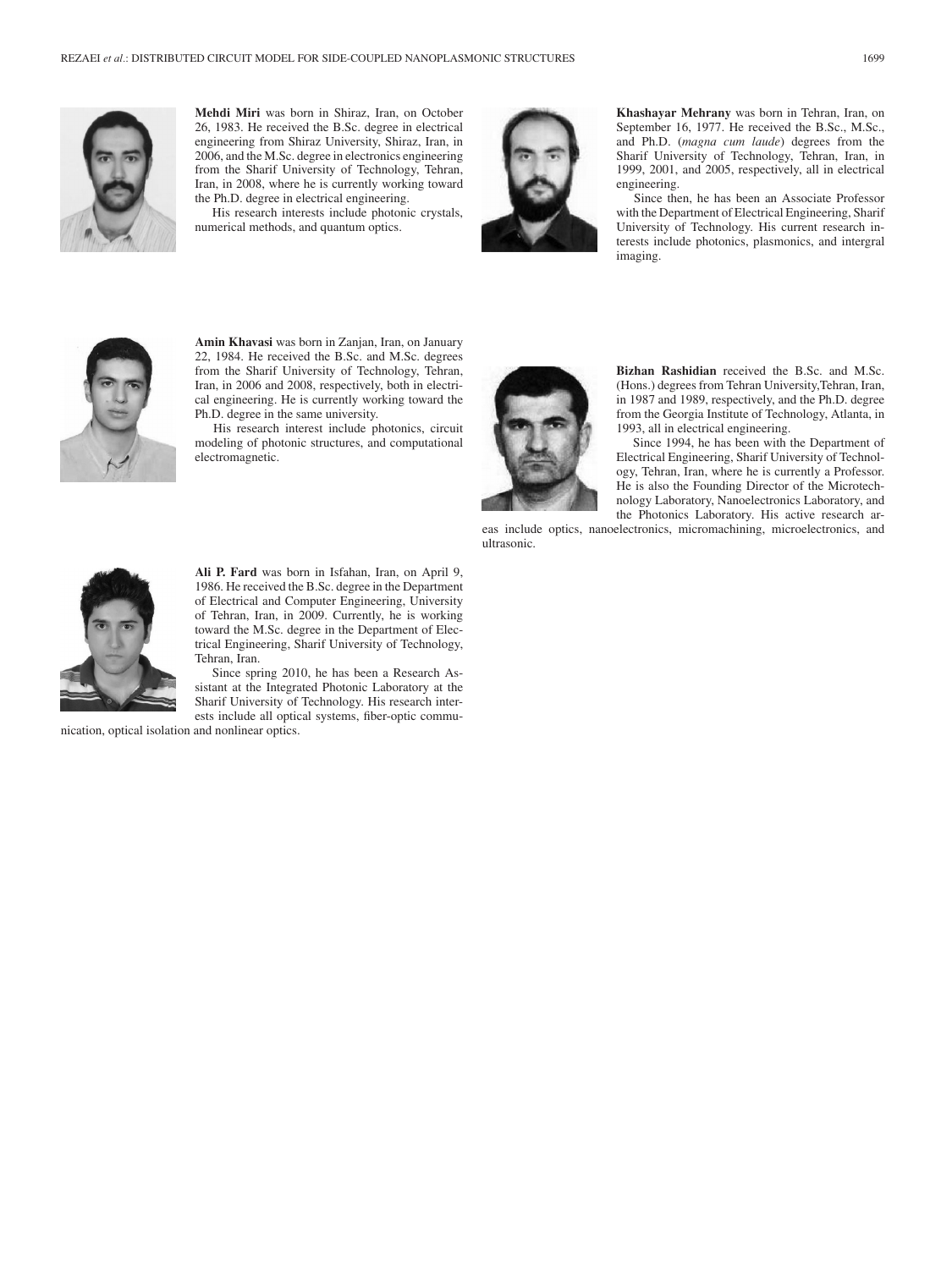**Mehdi Miri** was born in Shiraz, Iran, on October 26, 1983. He received the B.Sc. degree in electrical engineering from Shiraz University, Shiraz, Iran, in 2006, and the M.Sc. degree in electronics engineering from the Sharif University of Technology, Tehran, Iran, in 2008, where he is currently working toward the Ph.D. degree in electrical engineering.

His research interests include photonic crystals, numerical methods, and quantum optics.

**Amin Khavasi** was born in Zanjan, Iran, on January 22, 1984. He received the B.Sc. and M.Sc. degrees from the Sharif University of Technology, Tehran, Iran, in 2006 and 2008, respectively, both in electrical engineering. He is currently working toward the Ph.D. degree in the same university.

His research interest include photonics, circuit modeling of photonic structures, and computational electromagnetic.

**Ali P. Fard** was born in Isfahan, Iran, on April 9, 1986. He received the B.Sc. degree in the Department of Electrical and Computer Engineering, University of Tehran, Iran, in 2009. Currently, he is working toward the M.Sc. degree in the Department of Electrical Engineering, Sharif University of Technology, Tehran, Iran.

Since spring 2010, he has been a Research Assistant at the Integrated Photonic Laboratory at the Sharif University of Technology. His research interests include all optical systems, fiber-optic communication, optical isolation and nonlinear optics.

**Khashayar Mehrany** was born in Tehran, Iran, on September 16, 1977. He received the B.Sc., M.Sc., and Ph.D. (*magna cum laude*) degrees from the Sharif University of Technology, Tehran, Iran, in 1999, 2001, and 2005, respectively, all in electrical engineering.

Since then, he has been an Associate Professor with the Department of Electrical Engineering, Sharif University of Technology. His current research interests include photonics, plasmonics, and intergral imaging.

**Bizhan Rashidian** received the B.Sc. and M.Sc. (Hons.) degrees from Tehran University,Tehran, Iran, in 1987 and 1989, respectively, and the Ph.D. degree from the Georgia Institute of Technology, Atlanta, in 1993, all in electrical engineering.

Since 1994, he has been with the Department of Electrical Engineering, Sharif University of Technology, Tehran, Iran, where he is currently a Professor. He is also the Founding Director of the Microtechnology Laboratory, Nanoelectronics Laboratory, and the Photonics Laboratory. His active research areas include optics, nanoelectronics, micromachining, microelectronics, and ultrasonic.